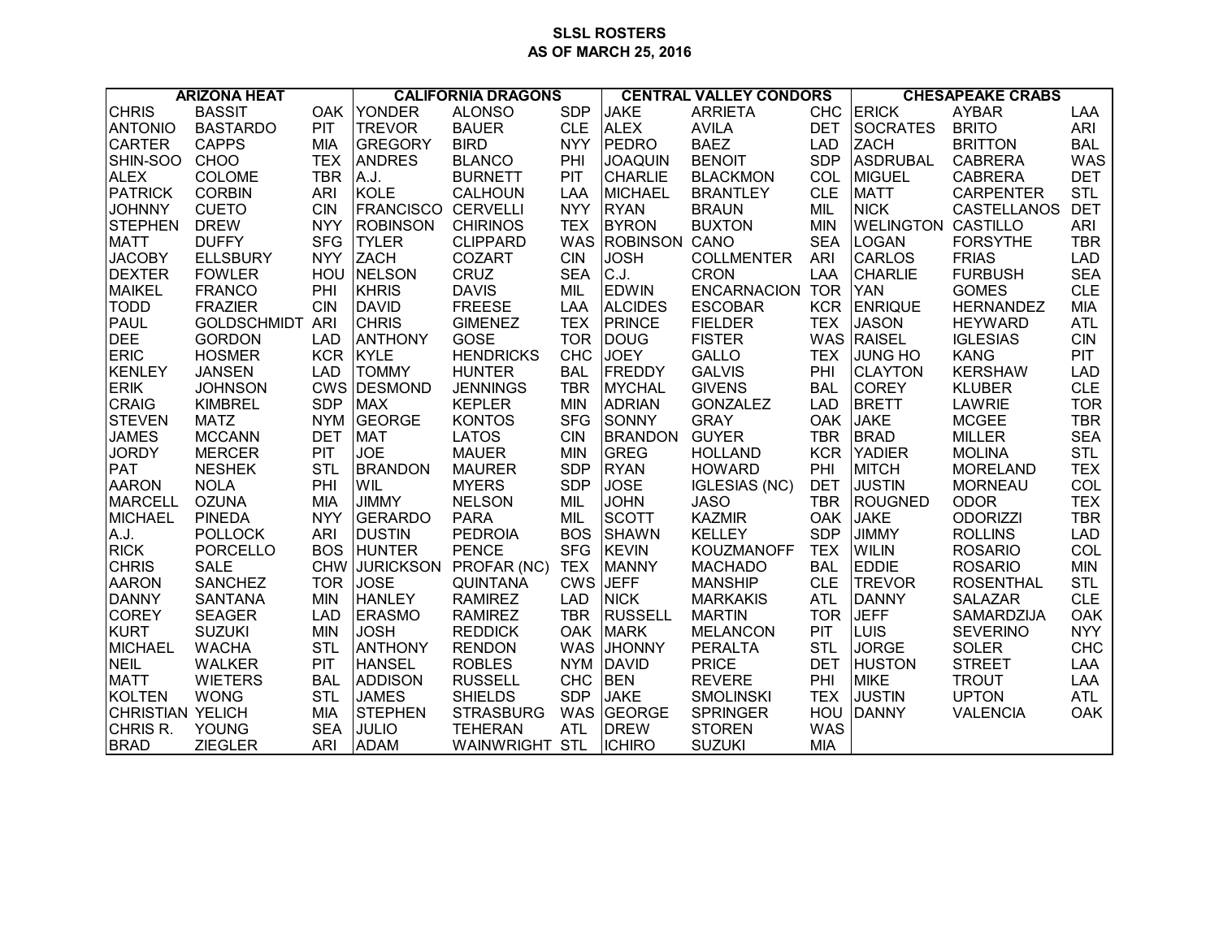# SLSL ROSTERS
## AS OF MARCH 25, 2016

| ARIZONA HEAT | | | CALIFORNIA DRAGONS | | | CENTRAL VALLEY CONDORS | | | CHESAPEAKE CRABS | | |
|---|---|---|---|---|---|---|---|---|---|---|---|
| CHRIS | BASSIT | OAK | YONDER | ALONSO | SDP | JAKE | ARRIETA | CHC | ERICK | AYBAR | LAA |
| ANTONIO | BASTARDO | PIT | TREVOR | BAUER | CLE | ALEX | AVILA | DET | SOCRATES | BRITO | ARI |
| CARTER | CAPPS | MIA | GREGORY | BIRD | NYY | PEDRO | BAEZ | LAD | ZACH | BRITTON | BAL |
| SHIN-SOO | CHOO | TEX | ANDRES | BLANCO | PHI | JOAQUIN | BENOIT | SDP | ASDRUBAL | CABRERA | WAS |
| ALEX | COLOME | TBR | A.J. | BURNETT | PIT | CHARLIE | BLACKMON | COL | MIGUEL | CABRERA | DET |
| PATRICK | CORBIN | ARI | KOLE | CALHOUN | LAA | MICHAEL | BRANTLEY | CLE | MATT | CARPENTER | STL |
| JOHNNY | CUETO | CIN | FRANCISCO | CERVELLI | NYY | RYAN | BRAUN | MIL | NICK | CASTELLANOS | DET |
| STEPHEN | DREW | NYY | ROBINSON | CHIRINOS | TEX | BYRON | BUXTON | MIN | WELINGTON | CASTILLO | ARI |
| MATT | DUFFY | SFG | TYLER | CLIPPARD | WAS | ROBINSON | CANO | SEA | LOGAN | FORSYTHE | TBR |
| JACOBY | ELLSBURY | NYY | ZACH | COZART | CIN | JOSH | COLLMENTER | ARI | CARLOS | FRIAS | LAD |
| DEXTER | FOWLER | HOU | NELSON | CRUZ | SEA | C.J. | CRON | LAA | CHARLIE | FURBUSH | SEA |
| MAIKEL | FRANCO | PHI | KHRIS | DAVIS | MIL | EDWIN | ENCARNACION | TOR | YAN | GOMES | CLE |
| TODD | FRAZIER | CIN | DAVID | FREESE | LAA | ALCIDES | ESCOBAR | KCR | ENRIQUE | HERNANDEZ | MIA |
| PAUL | GOLDSCHMIDT | ARI | CHRIS | GIMENEZ | TEX | PRINCE | FIELDER | TEX | JASON | HEYWARD | ATL |
| DEE | GORDON | LAD | ANTHONY | GOSE | TOR | DOUG | FISTER | WAS | RAISEL | IGLESIAS | CIN |
| ERIC | HOSMER | KCR | KYLE | HENDRICKS | CHC | JOEY | GALLO | TEX | JUNG HO | KANG | PIT |
| KENLEY | JANSEN | LAD | TOMMY | HUNTER | BAL | FREDDY | GALVIS | PHI | CLAYTON | KERSHAW | LAD |
| ERIK | JOHNSON | CWS | DESMOND | JENNINGS | TBR | MYCHAL | GIVENS | BAL | COREY | KLUBER | CLE |
| CRAIG | KIMBREL | SDP | MAX | KEPLER | MIN | ADRIAN | GONZALEZ | LAD | BRETT | LAWRIE | TOR |
| STEVEN | MATZ | NYM | GEORGE | KONTOS | SFG | SONNY | GRAY | OAK | JAKE | MCGEE | TBR |
| JAMES | MCCANN | DET | MAT | LATOS | CIN | BRANDON | GUYER | TBR | BRAD | MILLER | SEA |
| JORDY | MERCER | PIT | JOE | MAUER | MIN | GREG | HOLLAND | KCR | YADIER | MOLINA | STL |
| PAT | NESHEK | STL | BRANDON | MAURER | SDP | RYAN | HOWARD | PHI | MITCH | MORELAND | TEX |
| AARON | NOLA | PHI | WIL | MYERS | SDP | JOSE | IGLESIAS (NC) | DET | JUSTIN | MORNEAU | COL |
| MARCELL | OZUNA | MIA | JIMMY | NELSON | MIL | JOHN | JASO | TBR | ROUGNED | ODOR | TEX |
| MICHAEL | PINEDA | NYY | GERARDO | PARA | MIL | SCOTT | KAZMIR | OAK | JAKE | ODORIZZI | TBR |
| A.J. | POLLOCK | ARI | DUSTIN | PEDROIA | BOS | SHAWN | KELLEY | SDP | JIMMY | ROLLINS | LAD |
| RICK | PORCELLO | BOS | HUNTER | PENCE | SFG | KEVIN | KOUZMANOFF | TEX | WILIN | ROSARIO | COL |
| CHRIS | SALE | CHW | JURICKSON | PROFAR (NC) | TEX | MANNY | MACHADO | BAL | EDDIE | ROSARIO | MIN |
| AARON | SANCHEZ | TOR | JOSE | QUINTANA | CWS | JEFF | MANSHIP | CLE | TREVOR | ROSENTHAL | STL |
| DANNY | SANTANA | MIN | HANLEY | RAMIREZ | LAD | NICK | MARKAKIS | ATL | DANNY | SALAZAR | CLE |
| COREY | SEAGER | LAD | ERASMO | RAMIREZ | TBR | RUSSELL | MARTIN | TOR | JEFF | SAMARDZIJA | OAK |
| KURT | SUZUKI | MIN | JOSH | REDDICK | OAK | MARK | MELANCON | PIT | LUIS | SEVERINO | NYY |
| MICHAEL | WACHA | STL | ANTHONY | RENDON | WAS | JHONNY | PERALTA | STL | JORGE | SOLER | CHC |
| NEIL | WALKER | PIT | HANSEL | ROBLES | NYM | DAVID | PRICE | DET | HUSTON | STREET | LAA |
| MATT | WIETERS | BAL | ADDISON | RUSSELL | CHC | BEN | REVERE | PHI | MIKE | TROUT | LAA |
| KOLTEN | WONG | STL | JAMES | SHIELDS | SDP | JAKE | SMOLINSKI | TEX | JUSTIN | UPTON | ATL |
| CHRISTIAN | YELICH | MIA | STEPHEN | STRASBURG | WAS | GEORGE | SPRINGER | HOU | DANNY | VALENCIA | OAK |
| CHRIS R. | YOUNG | SEA | JULIO | TEHERAN | ATL | DREW | STOREN | WAS | | | |
| BRAD | ZIEGLER | ARI | ADAM | WAINWRIGHT | STL | ICHIRO | SUZUKI | MIA | | | |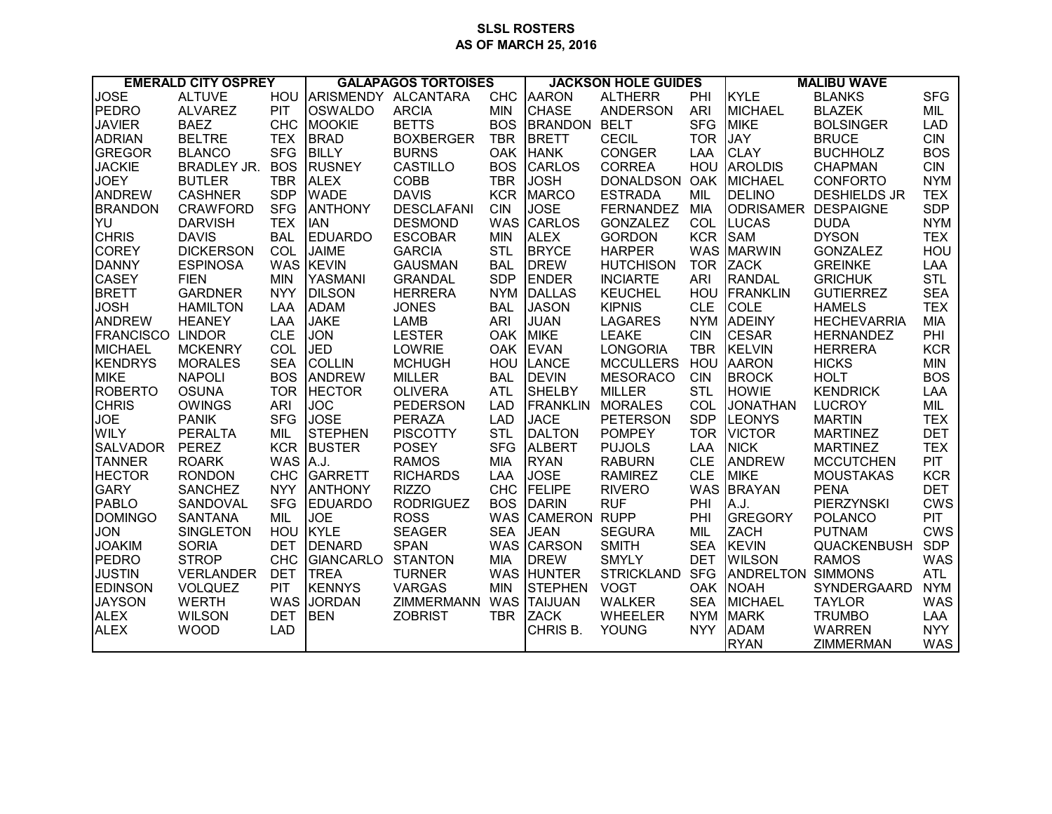**SLSL ROSTERS**
**AS OF MARCH 25, 2016**

| EMERALD CITY OSPREY | | | GALAPAGOS TORTOISES | | | JACKSON HOLE GUIDES | | | MALIBU WAVE | | |
|---|---|---|---|---|---|---|---|---|---|---|---|
| JOSE | ALTUVE | HOU | ARISMENDY | ALCANTARA | CHC | AARON | ALTHERR | PHI | KYLE | BLANKS | SFG |
| PEDRO | ALVAREZ | PIT | OSWALDO | ARCIA | MIN | CHASE | ANDERSON | ARI | MICHAEL | BLAZEK | MIL |
| JAVIER | BAEZ | CHC | MOOKIE | BETTS | BOS | BRANDON | BELT | SFG | MIKE | BOLSINGER | LAD |
| ADRIAN | BELTRE | TEX | BRAD | BOXBERGER | TBR | BRETT | CECIL | TOR | JAY | BRUCE | CIN |
| GREGOR | BLANCO | SFG | BILLY | BURNS | OAK | HANK | CONGER | LAA | CLAY | BUCHHOLZ | BOS |
| JACKIE | BRADLEY JR. | BOS | RUSNEY | CASTILLO | BOS | CARLOS | CORREA | HOU | AROLDIS | CHAPMAN | CIN |
| JOEY | BUTLER | TBR | ALEX | COBB | TBR | JOSH | DONALDSON | OAK | MICHAEL | CONFORTO | NYM |
| ANDREW | CASHNER | SDP | WADE | DAVIS | KCR | MARCO | ESTRADA | MIL | DELINO | DESHIELDS JR | TEX |
| BRANDON | CRAWFORD | SFG | ANTHONY | DESCLAFANI | CIN | JOSE | FERNANDEZ | MIA | ODRISAMER | DESPAIGNE | SDP |
| YU | DARVISH | TEX | IAN | DESMOND | WAS | CARLOS | GONZALEZ | COL | LUCAS | DUDA | NYM |
| CHRIS | DAVIS | BAL | EDUARDO | ESCOBAR | MIN | ALEX | GORDON | KCR | SAM | DYSON | TEX |
| COREY | DICKERSON | COL | JAIME | GARCIA | STL | BRYCE | HARPER | WAS | MARWIN | GONZALEZ | HOU |
| DANNY | ESPINOSA | WAS | KEVIN | GAUSMAN | BAL | DREW | HUTCHISON | TOR | ZACK | GREINKE | LAA |
| CASEY | FIEN | MIN | YASMANI | GRANDAL | SDP | ENDER | INCIARTE | ARI | RANDAL | GRICHUK | STL |
| BRETT | GARDNER | NYY | DILSON | HERRERA | NYM | DALLAS | KEUCHEL | HOU | FRANKLIN | GUTIERREZ | SEA |
| JOSH | HAMILTON | LAA | ADAM | JONES | BAL | JASON | KIPNIS | CLE | COLE | HAMELS | TEX |
| ANDREW | HEANEY | LAA | JAKE | LAMB | ARI | JUAN | LAGARES | NYM | ADEINY | HECHEVARRIA | MIA |
| FRANCISCO | LINDOR | CLE | JON | LESTER | OAK | MIKE | LEAKE | CIN | CESAR | HERNANDEZ | PHI |
| MICHAEL | MCKENRY | COL | JED | LOWRIE | OAK | EVAN | LONGORIA | TBR | KELVIN | HERRERA | KCR |
| KENDRYS | MORALES | SEA | COLLIN | MCHUGH | HOU | LANCE | MCCULLERS | HOU | AARON | HICKS | MIN |
| MIKE | NAPOLI | BOS | ANDREW | MILLER | BAL | DEVIN | MESORACO | CIN | BROCK | HOLT | BOS |
| ROBERTO | OSUNA | TOR | HECTOR | OLIVERA | ATL | SHELBY | MILLER | STL | HOWIE | KENDRICK | LAA |
| CHRIS | OWINGS | ARI | JOC | PEDERSON | LAD | FRANKLIN | MORALES | COL | JONATHAN | LUCROY | MIL |
| JOE | PANIK | SFG | JOSE | PERAZA | LAD | JACE | PETERSON | SDP | LEONYS | MARTIN | TEX |
| WILY | PERALTA | MIL | STEPHEN | PISCOTTY | STL | DALTON | POMPEY | TOR | VICTOR | MARTINEZ | DET |
| SALVADOR | PEREZ | KCR | BUSTER | POSEY | SFG | ALBERT | PUJOLS | LAA | NICK | MARTINEZ | TEX |
| TANNER | ROARK | WAS | A.J. | RAMOS | MIA | RYAN | RABURN | CLE | ANDREW | MCCUTCHEN | PIT |
| HECTOR | RONDON | CHC | GARRETT | RICHARDS | LAA | JOSE | RAMIREZ | CLE | MIKE | MOUSTAKAS | KCR |
| GARY | SANCHEZ | NYY | ANTHONY | RIZZO | CHC | FELIPE | RIVERO | WAS | BRAYAN | PENA | DET |
| PABLO | SANDOVAL | SFG | EDUARDO | RODRIGUEZ | BOS | DARIN | RUF | PHI | A.J. | PIERZYNSKI | CWS |
| DOMINGO | SANTANA | MIL | JOE | ROSS | WAS | CAMERON | RUPP | PHI | GREGORY | POLANCO | PIT |
| JON | SINGLETON | HOU | KYLE | SEAGER | SEA | JEAN | SEGURA | MIL | ZACH | PUTNAM | CWS |
| JOAKIM | SORIA | DET | DENARD | SPAN | WAS | CARSON | SMITH | SEA | KEVIN | QUACKENBUSH | SDP |
| PEDRO | STROP | CHC | GIANCARLO | STANTON | MIA | DREW | SMYLY | DET | WILSON | RAMOS | WAS |
| JUSTIN | VERLANDER | DET | TREA | TURNER | WAS | HUNTER | STRICKLAND | SFG | ANDRELTON | SIMMONS | ATL |
| EDINSON | VOLQUEZ | PIT | KENNYS | VARGAS | MIN | STEPHEN | VOGT | OAK | NOAH | SYNDERGAARD | NYM |
| JAYSON | WERTH | WAS | JORDAN | ZIMMERMANN | WAS | TAIJUAN | WALKER | SEA | MICHAEL | TAYLOR | WAS |
| ALEX | WILSON | DET | BEN | ZOBRIST | TBR | ZACK | WHEELER | NYM | MARK | TRUMBO | LAA |
| ALEX | WOOD | LAD | | | | CHRIS B. | YOUNG | NYY | ADAM | WARREN | NYY |
| | | | | | | | | | RYAN | ZIMMERMAN | WAS |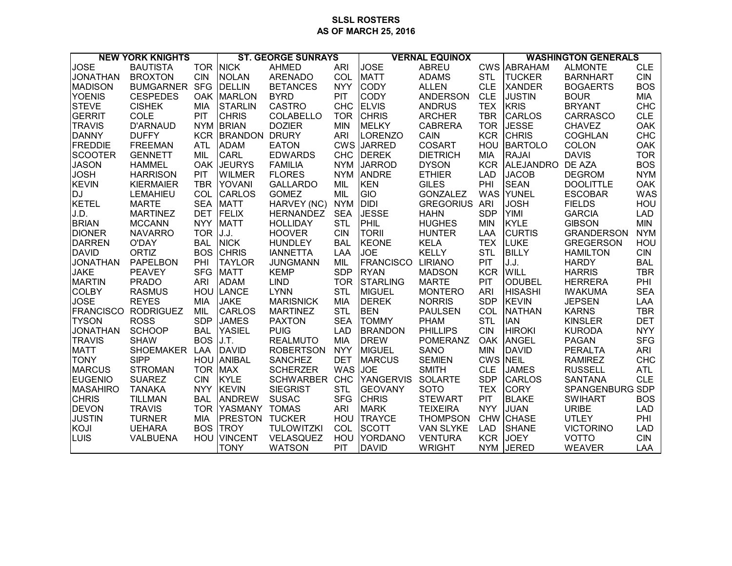# SLSL ROSTERS
## AS OF MARCH 25, 2016

| NEW YORK KNIGHTS | | | ST. GEORGE SUNRAYS | | | VERNAL EQUINOX | | | WASHINGTON GENERALS | | |
|---|---|---|---|---|---|---|---|---|---|---|---|
| JOSE | BAUTISTA | TOR | NICK | AHMED | ARI | JOSE | ABREU | CWS | ABRAHAM | ALMONTE | CLE |
| JONATHAN | BROXTON | CIN | NOLAN | ARENADO | COL | MATT | ADAMS | STL | TUCKER | BARNHART | CIN |
| MADISON | BUMGARNER | SFG | DELLIN | BETANCES | NYY | CODY | ALLEN | CLE | XANDER | BOGAERTS | BOS |
| YOENIS | CESPEDES | OAK | MARLON | BYRD | PIT | CODY | ANDERSON | CLE | JUSTIN | BOUR | MIA |
| STEVE | CISHEK | MIA | STARLIN | CASTRO | CHC | ELVIS | ANDRUS | TEX | KRIS | BRYANT | CHC |
| GERRIT | COLE | PIT | CHRIS | COLABELLO | TOR | CHRIS | ARCHER | TBR | CARLOS | CARRASCO | CLE |
| TRAVIS | D'ARNAUD | NYM | BRIAN | DOZIER | MIN | MELKY | CABRERA | TOR | JESSE | CHAVEZ | OAK |
| DANNY | DUFFY | KCR | BRANDON | DRURY | ARI | LORENZO | CAIN | KCR | CHRIS | COGHLAN | CHC |
| FREDDIE | FREEMAN | ATL | ADAM | EATON | CWS | JARRED | COSART | HOU | BARTOLO | COLON | OAK |
| SCOOTER | GENNETT | MIL | CARL | EDWARDS | CHC | DEREK | DIETRICH | MIA | RAJAI | DAVIS | TOR |
| JASON | HAMMEL | OAK | JEURYS | FAMILIA | NYM | JARROD | DYSON | KCR | ALEJANDRO | DE AZA | BOS |
| JOSH | HARRISON | PIT | WILMER | FLORES | NYM | ANDRE | ETHIER | LAD | JACOB | DEGROM | NYM |
| KEVIN | KIERMAIER | TBR | YOVANI | GALLARDO | MIL | KEN | GILES | PHI | SEAN | DOOLITTLE | OAK |
| DJ | LEMAHIEU | COL | CARLOS | GOMEZ | MIL | GIO | GONZALEZ | WAS | YUNEL | ESCOBAR | WAS |
| KETEL | MARTE | SEA | MATT | HARVEY (NC) | NYM | DIDI | GREGORIUS | ARI | JOSH | FIELDS | HOU |
| J.D. | MARTINEZ | DET | FELIX | HERNANDEZ | SEA | JESSE | HAHN | SDP | YIMI | GARCIA | LAD |
| BRIAN | MCCANN | NYY | MATT | HOLLIDAY | STL | PHIL | HUGHES | MIN | KYLE | GIBSON | MIN |
| DIONER | NAVARRO | TOR | J.J. | HOOVER | CIN | TORII | HUNTER | LAA | CURTIS | GRANDERSON | NYM |
| DARREN | O'DAY | BAL | NICK | HUNDLEY | BAL | KEONE | KELA | TEX | LUKE | GREGERSON | HOU |
| DAVID | ORTIZ | BOS | CHRIS | IANNETTA | LAA | JOE | KELLY | STL | BILLY | HAMILTON | CIN |
| JONATHAN | PAPELBON | PHI | TAYLOR | JUNGMANN | MIL | FRANCISCO | LIRIANO | PIT | J.J. | HARDY | BAL |
| JAKE | PEAVEY | SFG | MATT | KEMP | SDP | RYAN | MADSON | KCR | WILL | HARRIS | TBR |
| MARTIN | PRADO | ARI | ADAM | LIND | TOR | STARLING | MARTE | PIT | ODUBEL | HERRERA | PHI |
| COLBY | RASMUS | HOU | LANCE | LYNN | STL | MIGUEL | MONTERO | ARI | HISASHI | IWAKUMA | SEA |
| JOSE | REYES | MIA | JAKE | MARISNICK | MIA | DEREK | NORRIS | SDP | KEVIN | JEPSEN | LAA |
| FRANCISCO | RODRIGUEZ | MIL | CARLOS | MARTINEZ | STL | BEN | PAULSEN | COL | NATHAN | KARNS | TBR |
| TYSON | ROSS | SDP | JAMES | PAXTON | SEA | TOMMY | PHAM | STL | IAN | KINSLER | DET |
| JONATHAN | SCHOOP | BAL | YASIEL | PUIG | LAD | BRANDON | PHILLIPS | CIN | HIROKI | KURODA | NYY |
| TRAVIS | SHAW | BOS | J.T. | REALMUTO | MIA | DREW | POMERANZ | OAK | ANGEL | PAGAN | SFG |
| MATT | SHOEMAKER | LAA | DAVID | ROBERTSON | NYY | MIGUEL | SANO | MIN | DAVID | PERALTA | ARI |
| TONY | SIPP | HOU | ANIBAL | SANCHEZ | DET | MARCUS | SEMIEN | CWS | NEIL | RAMIREZ | CHC |
| MARCUS | STROMAN | TOR | MAX | SCHERZER | WAS | JOE | SMITH | CLE | JAMES | RUSSELL | ATL |
| EUGENIO | SUAREZ | CIN | KYLE | SCHWARBER | CHC | YANGERVIS | SOLARTE | SDP | CARLOS | SANTANA | CLE |
| MASAHIRO | TANAKA | NYY | KEVIN | SIEGRIST | STL | GEOVANY | SOTO | TEX | CORY | SPANGENBURG | SDP |
| CHRIS | TILLMAN | BAL | ANDREW | SUSAC | SFG | CHRIS | STEWART | PIT | BLAKE | SWIHART | BOS |
| DEVON | TRAVIS | TOR | YASMANY | TOMAS | ARI | MARK | TEIXEIRA | NYY | JUAN | URIBE | LAD |
| JUSTIN | TURNER | MIA | PRESTON | TUCKER | HOU | TRAYCE | THOMPSON | CHW | CHASE | UTLEY | PHI |
| KOJI | UEHARA | BOS | TROY | TULOWITZKI | COL | SCOTT | VAN SLYKE | LAD | SHANE | VICTORINO | LAD |
| LUIS | VALBUENA | HOU | VINCENT | VELASQUEZ | HOU | YORDANO | VENTURA | KCR | JOEY | VOTTO | CIN |
| | | | TONY | WATSON | PIT | DAVID | WRIGHT | NYM | JERED | WEAVER | LAA |